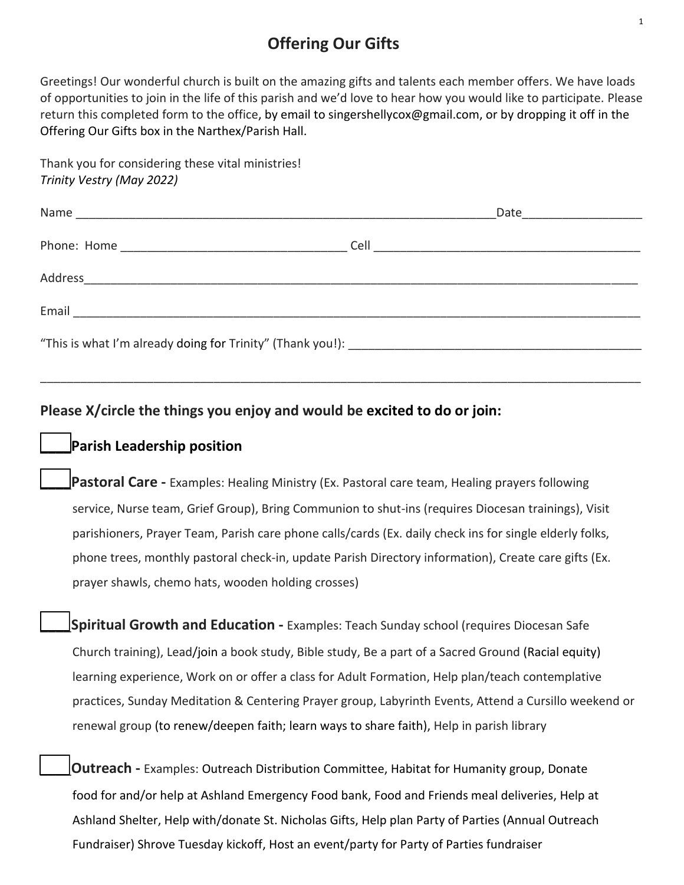# Offering Our Gifts

Greetings! Our wonderful church is built on the amazing gifts and talents each member offers. We have loads of opportunities to join in the life of this parish and we'd love to hear how you would like to participate. Please return this completed form to the office, by email to singershellycox@gmail.com, or by dropping it off in the Offering Our Gifts box in the Narthex/Parish Hall.

Thank you for considering these vital ministries!
*Trinity Vestry (May 2022)*

Name _______________________________________________________________ Date_________________

Phone: Home __________________________________ Cell ________________________________________

Address_________________________________________________________________________________

Email __________________________________________________________________________________

"This is what I'm already doing for Trinity" (Thank you!): _____________________________________________

________________________________________________________________________________________

## Please X/circle the things you enjoy and would be excited to do or join:

____**Parish Leadership position**

____**Pastoral Care -** Examples: Healing Ministry (Ex. Pastoral care team, Healing prayers following service, Nurse team, Grief Group), Bring Communion to shut-ins (requires Diocesan trainings), Visit parishioners, Prayer Team, Parish care phone calls/cards (Ex. daily check ins for single elderly folks, phone trees, monthly pastoral check-in, update Parish Directory information), Create care gifts (Ex. prayer shawls, chemo hats, wooden holding crosses)

____**Spiritual Growth and Education -** Examples: Teach Sunday school (requires Diocesan Safe Church training), Lead/join a book study, Bible study, Be a part of a Sacred Ground (Racial equity) learning experience, Work on or offer a class for Adult Formation, Help plan/teach contemplative practices, Sunday Meditation & Centering Prayer group, Labyrinth Events, Attend a Cursillo weekend or renewal group (to renew/deepen faith; learn ways to share faith), Help in parish library

____**Outreach -** Examples: Outreach Distribution Committee, Habitat for Humanity group, Donate food for and/or help at Ashland Emergency Food bank, Food and Friends meal deliveries, Help at Ashland Shelter, Help with/donate St. Nicholas Gifts, Help plan Party of Parties (Annual Outreach Fundraiser) Shrove Tuesday kickoff, Host an event/party for Party of Parties fundraiser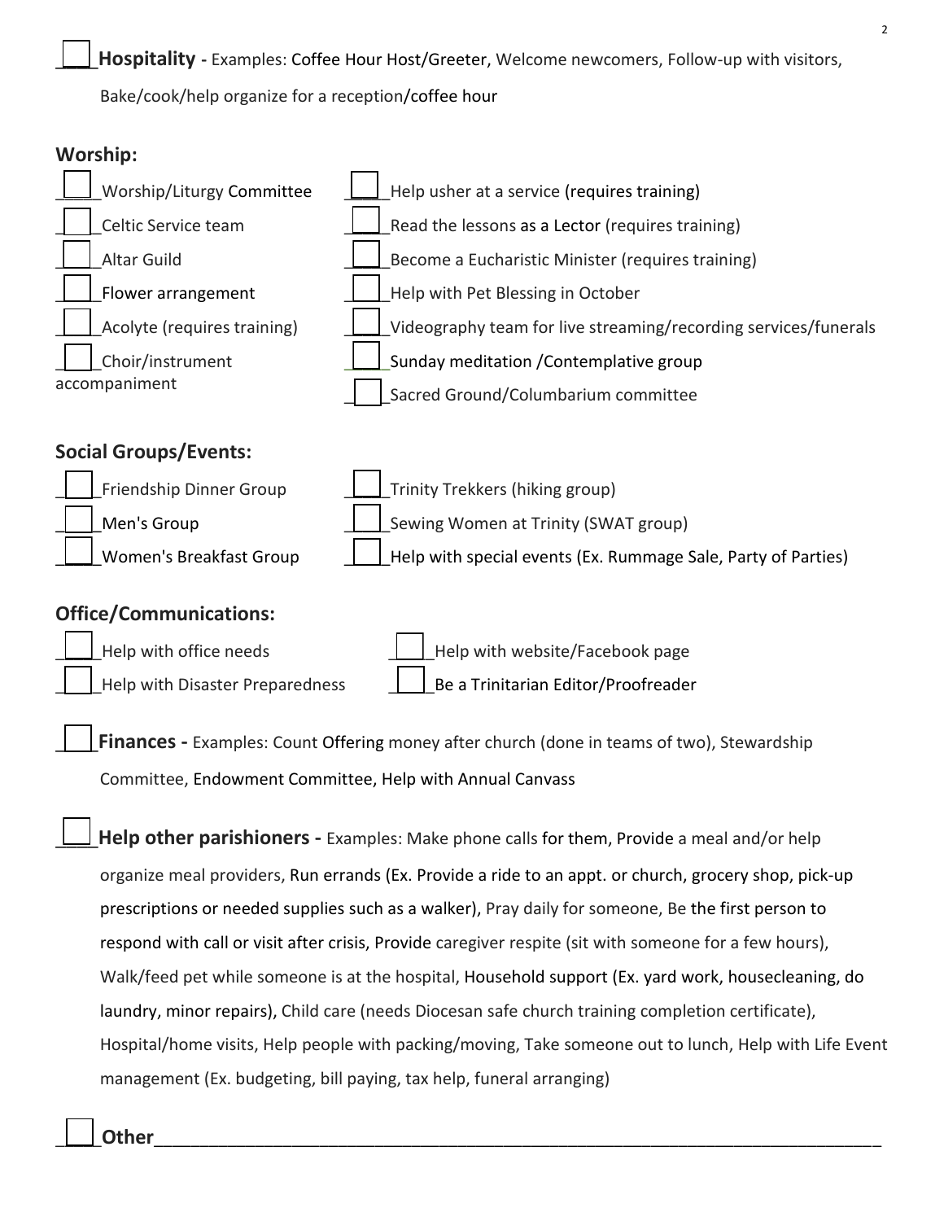☐ **Hospitality -** Examples: Coffee Hour Host/Greeter, Welcome newcomers, Follow-up with visitors, Bake/cook/help organize for a reception/coffee hour

**Worship:**

- ☐ Worship/Liturgy Committee
- ☐ Celtic Service team
- ☐ Altar Guild
- ☐ Flower arrangement
- ☐ Acolyte (requires training)
- ☐ Choir/instrument accompaniment
- ☐ Help usher at a service (requires training)
- ☐ Read the lessons as a Lector (requires training)
- ☐ Become a Eucharistic Minister (requires training)
- ☐ Help with Pet Blessing in October
- ☐ Videography team for live streaming/recording services/funerals
- ☐ Sunday meditation /Contemplative group
- ☐ Sacred Ground/Columbarium committee

**Social Groups/Events:**

- ☐ Friendship Dinner Group
- ☐ Men's Group
- ☐ Women's Breakfast Group
- ☐ Trinity Trekkers (hiking group)
- ☐ Sewing Women at Trinity (SWAT group)
- ☐ Help with special events (Ex. Rummage Sale, Party of Parties)

**Office/Communications:**

- ☐ Help with office needs
- ☐ Help with Disaster Preparedness
- ☐ Help with website/Facebook page
- ☐ Be a Trinitarian Editor/Proofreader

☐ **Finances -** Examples: Count Offering money after church (done in teams of two), Stewardship Committee, Endowment Committee, Help with Annual Canvass

☐ **Help other parishioners -** Examples: Make phone calls for them, Provide a meal and/or help organize meal providers, Run errands (Ex. Provide a ride to an appt. or church, grocery shop, pick-up prescriptions or needed supplies such as a walker), Pray daily for someone, Be the first person to respond with call or visit after crisis, Provide caregiver respite (sit with someone for a few hours), Walk/feed pet while someone is at the hospital, Household support (Ex. yard work, housecleaning, do laundry, minor repairs), Child care (needs Diocesan safe church training completion certificate), Hospital/home visits, Help people with packing/moving, Take someone out to lunch, Help with Life Event management (Ex. budgeting, bill paying, tax help, funeral arranging)

☐ **Other**\_\_\_\_\_\_\_\_\_\_\_\_\_\_\_\_\_\_\_\_\_\_\_\_\_\_\_\_\_\_\_\_\_\_\_\_\_\_\_\_\_\_\_\_\_\_\_\_\_\_\_\_\_\_\_\_\_\_\_\_\_\_\_\_\_\_\_\_\_\_\_\_